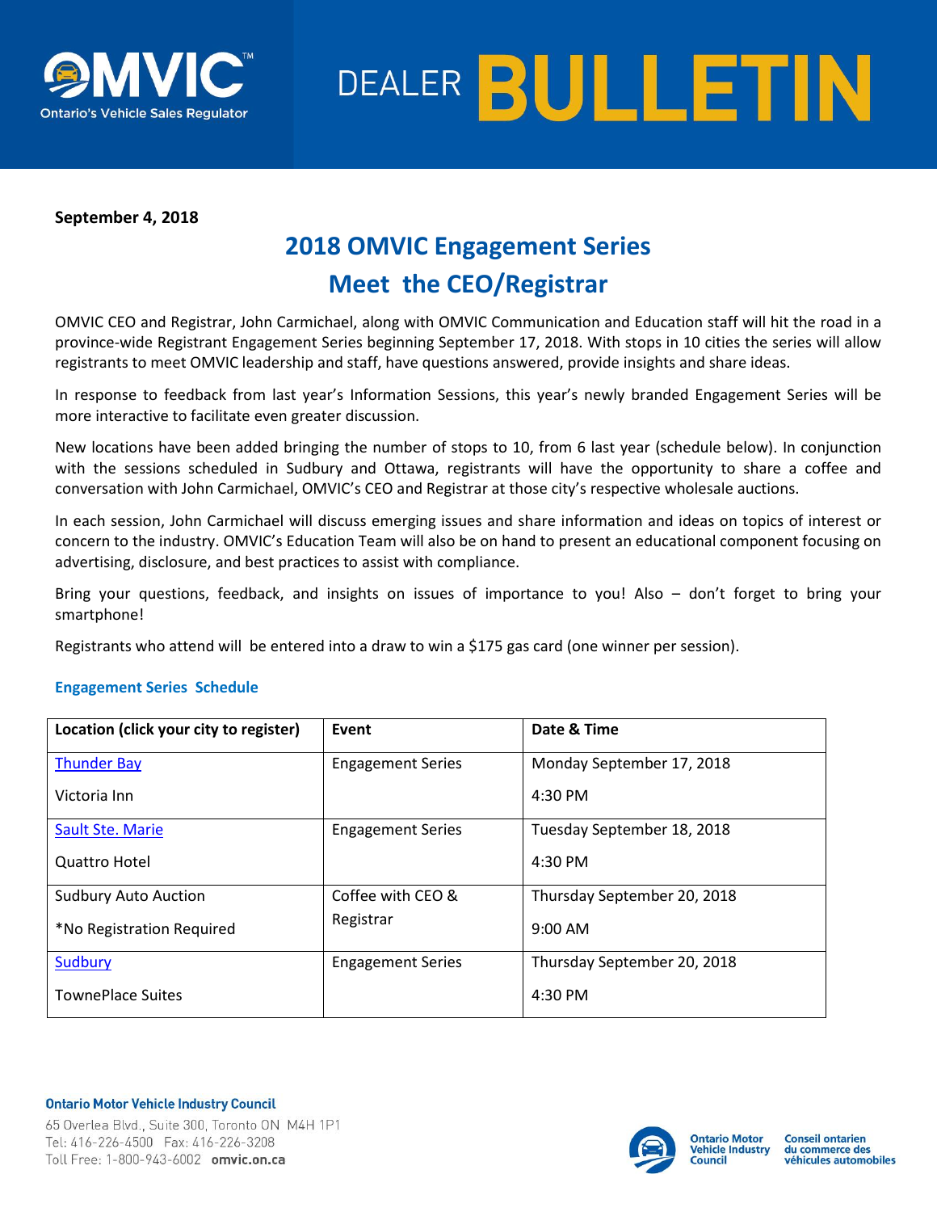# OMVIC DEALER BULLETIN

**September 4, 2018**

## 2018 OMVIC Engagement Series
## Meet the CEO/Registrar

OMVIC CEO and Registrar, John Carmichael, along with OMVIC Communication and Education staff will hit the road in a province-wide Registrant Engagement Series beginning September 17, 2018. With stops in 10 cities the series will allow registrants to meet OMVIC leadership and staff, have questions answered, provide insights and share ideas.

In response to feedback from last year's Information Sessions, this year's newly branded Engagement Series will be more interactive to facilitate even greater discussion.

New locations have been added bringing the number of stops to 10, from 6 last year (schedule below). In conjunction with the sessions scheduled in Sudbury and Ottawa, registrants will have the opportunity to share a coffee and conversation with John Carmichael, OMVIC's CEO and Registrar at those city's respective wholesale auctions.

In each session, John Carmichael will discuss emerging issues and share information and ideas on topics of interest or concern to the industry. OMVIC's Education Team will also be on hand to present an educational component focusing on advertising, disclosure, and best practices to assist with compliance.

Bring your questions, feedback, and insights on issues of importance to you! Also – don't forget to bring your smartphone!

Registrants who attend will be entered into a draw to win a $175 gas card (one winner per session).

### Engagement Series Schedule

| Location (click your city to register) | Event | Date & Time |
|---|---|---|
| Thunder Bay<br>Victoria Inn | Engagement Series | Monday September 17, 2018<br>4:30 PM |
| Sault Ste. Marie<br>Quattro Hotel | Engagement Series | Tuesday September 18, 2018<br>4:30 PM |
| Sudbury Auto Auction<br>*No Registration Required | Coffee with CEO & Registrar | Thursday September 20, 2018<br>9:00 AM |
| Sudbury<br>TownePlace Suites | Engagement Series | Thursday September 20, 2018<br>4:30 PM |

**Ontario Motor Vehicle Industry Council**
65 Overlea Blvd., Suite 300, Toronto ON M4H 1P1
Tel: 416-226-4500 Fax: 416-226-3208
Toll Free: 1-800-943-6002 **omvic.on.ca**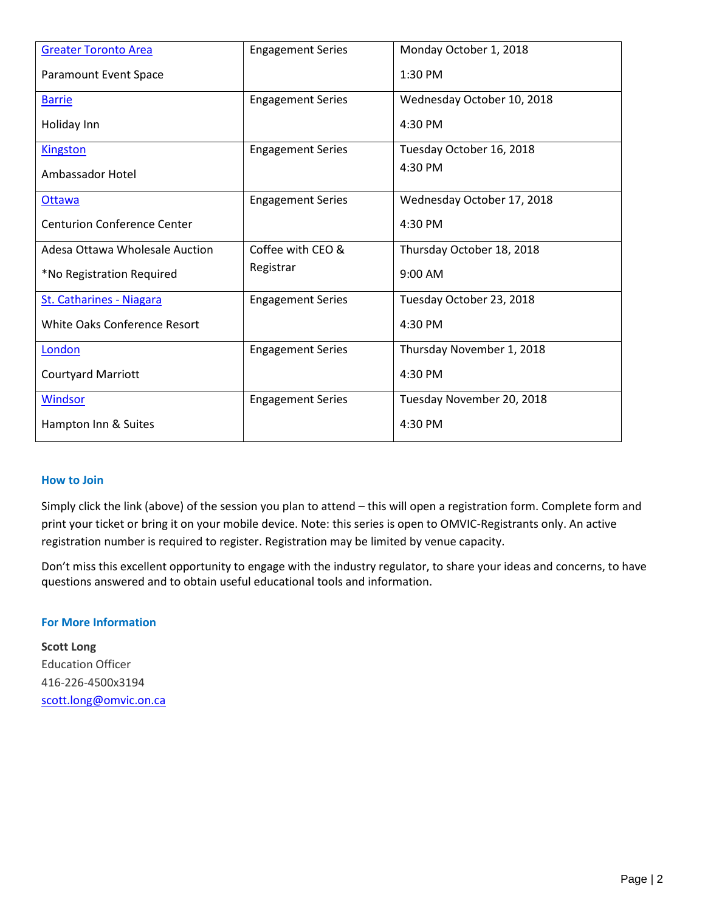| | | |
|---|---|---|
| Greater Toronto Area<br><br>Paramount Event Space | Engagement Series | Monday October 1, 2018<br><br>1:30 PM |
| Barrie<br><br>Holiday Inn | Engagement Series | Wednesday October 10, 2018<br><br>4:30 PM |
| Kingston<br><br>Ambassador Hotel | Engagement Series | Tuesday October 16, 2018<br>4:30 PM |
| Ottawa<br><br>Centurion Conference Center | Engagement Series | Wednesday October 17, 2018<br><br>4:30 PM |
| Adesa Ottawa Wholesale Auction<br><br>*No Registration Required | Coffee with CEO & Registrar | Thursday October 18, 2018<br><br>9:00 AM |
| St. Catharines - Niagara<br><br>White Oaks Conference Resort | Engagement Series | Tuesday October 23, 2018<br><br>4:30 PM |
| London<br><br>Courtyard Marriott | Engagement Series | Thursday November 1, 2018<br><br>4:30 PM |
| Windsor<br><br>Hampton Inn & Suites | Engagement Series | Tuesday November 20, 2018<br><br>4:30 PM |

### How to Join

Simply click the link (above) of the session you plan to attend – this will open a registration form. Complete form and print your ticket or bring it on your mobile device. Note: this series is open to OMVIC-Registrants only. An active registration number is required to register. Registration may be limited by venue capacity.

Don't miss this excellent opportunity to engage with the industry regulator, to share your ideas and concerns, to have questions answered and to obtain useful educational tools and information.

### For More Information

**Scott Long**
Education Officer
416-226-4500x3194
scott.long@omvic.on.ca